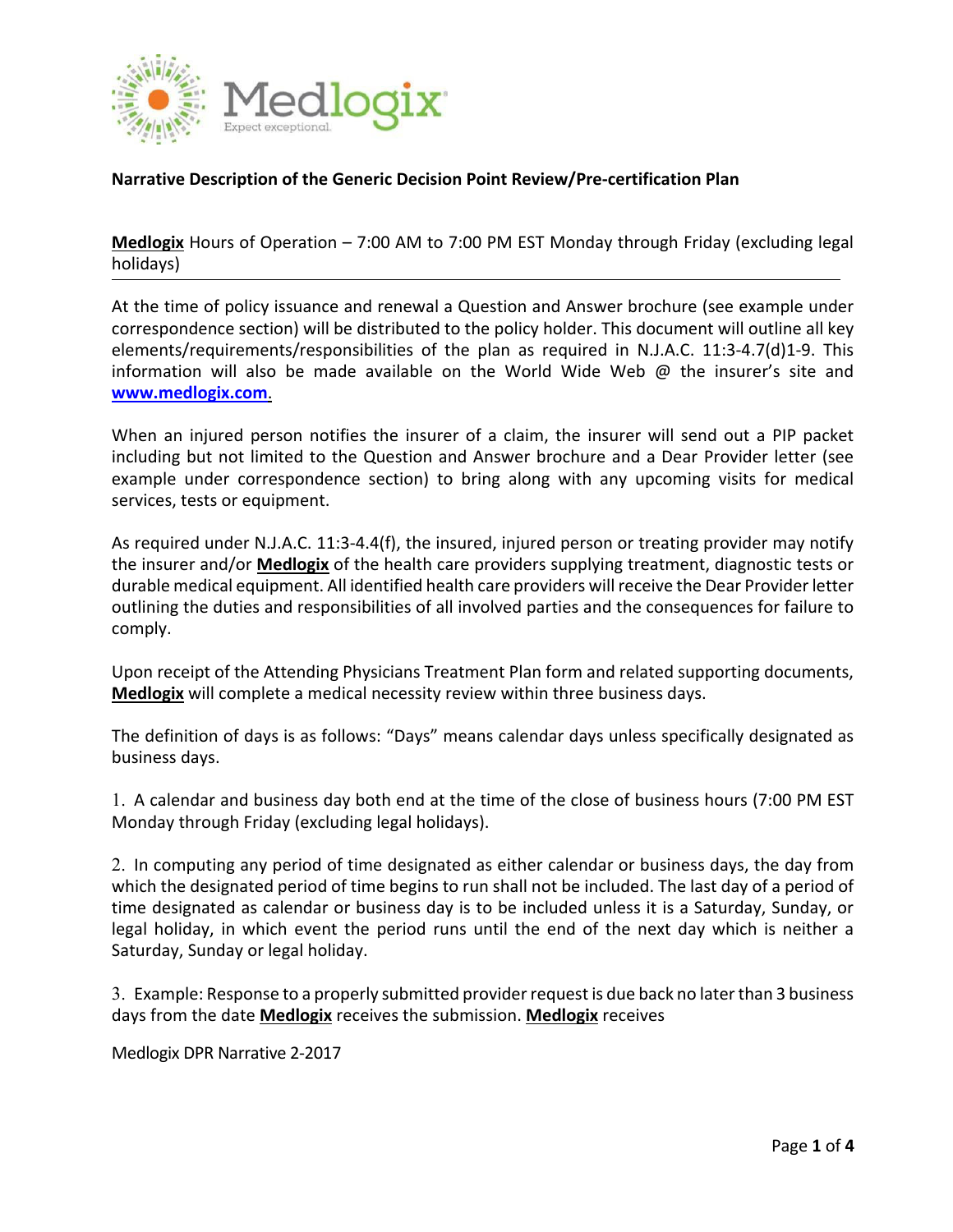**Narrative Description of the Generic Decision Point Review/Pre-certification Plan**

**Medlogix** Hours of Operation – 7:00 AM to 7:00 PM EST Monday through Friday (excluding legal holidays)

---

At the time of policy issuance and renewal a Question and Answer brochure (see example under correspondence section) will be distributed to the policy holder. This document will outline all key elements/requirements/responsibilities of the plan as required in N.J.A.C. 11:3-4.7(d)1-9. This information will also be made available on the World Wide Web @ the insurer's site and **www.medlogix.com**.

When an injured person notifies the insurer of a claim, the insurer will send out a PIP packet including but not limited to the Question and Answer brochure and a Dear Provider letter (see example under correspondence section) to bring along with any upcoming visits for medical services, tests or equipment.

As required under N.J.A.C. 11:3-4.4(f), the insured, injured person or treating provider may notify the insurer and/or **Medlogix** of the health care providers supplying treatment, diagnostic tests or durable medical equipment. All identified health care providers will receive the Dear Provider letter outlining the duties and responsibilities of all involved parties and the consequences for failure to comply.

Upon receipt of the Attending Physicians Treatment Plan form and related supporting documents, **Medlogix** will complete a medical necessity review within three business days.

The definition of days is as follows: "Days" means calendar days unless specifically designated as business days.

1. A calendar and business day both end at the time of the close of business hours (7:00 PM EST Monday through Friday (excluding legal holidays).

2. In computing any period of time designated as either calendar or business days, the day from which the designated period of time begins to run shall not be included. The last day of a period of time designated as calendar or business day is to be included unless it is a Saturday, Sunday, or legal holiday, in which event the period runs until the end of the next day which is neither a Saturday, Sunday or legal holiday.

3. Example: Response to a properly submitted provider request is due back no later than 3 business days from the date **Medlogix** receives the submission. **Medlogix** receives

Medlogix DPR Narrative 2-2017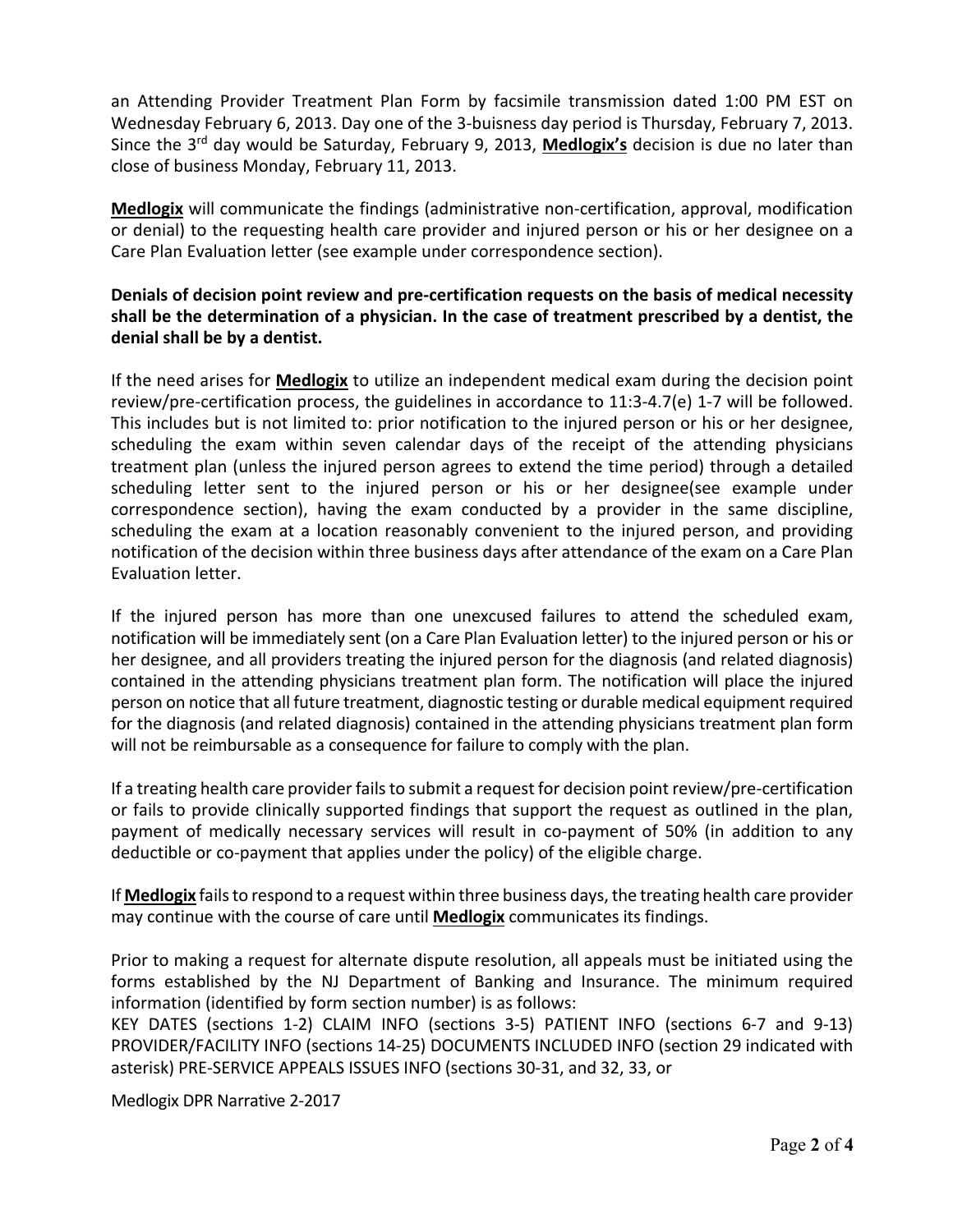an Attending Provider Treatment Plan Form by facsimile transmission dated 1:00 PM EST on Wednesday February 6, 2013. Day one of the 3-buisness day period is Thursday, February 7, 2013. Since the 3rd day would be Saturday, February 9, 2013, **Medlogix's** decision is due no later than close of business Monday, February 11, 2013.

**Medlogix** will communicate the findings (administrative non-certification, approval, modification or denial) to the requesting health care provider and injured person or his or her designee on a Care Plan Evaluation letter (see example under correspondence section).

**Denials of decision point review and pre-certification requests on the basis of medical necessity shall be the determination of a physician. In the case of treatment prescribed by a dentist, the denial shall be by a dentist.**

If the need arises for **Medlogix** to utilize an independent medical exam during the decision point review/pre-certification process, the guidelines in accordance to 11:3-4.7(e) 1-7 will be followed. This includes but is not limited to: prior notification to the injured person or his or her designee, scheduling the exam within seven calendar days of the receipt of the attending physicians treatment plan (unless the injured person agrees to extend the time period) through a detailed scheduling letter sent to the injured person or his or her designee(see example under correspondence section), having the exam conducted by a provider in the same discipline, scheduling the exam at a location reasonably convenient to the injured person, and providing notification of the decision within three business days after attendance of the exam on a Care Plan Evaluation letter.

If the injured person has more than one unexcused failures to attend the scheduled exam, notification will be immediately sent (on a Care Plan Evaluation letter) to the injured person or his or her designee, and all providers treating the injured person for the diagnosis (and related diagnosis) contained in the attending physicians treatment plan form. The notification will place the injured person on notice that all future treatment, diagnostic testing or durable medical equipment required for the diagnosis (and related diagnosis) contained in the attending physicians treatment plan form will not be reimbursable as a consequence for failure to comply with the plan.

If a treating health care provider fails to submit a request for decision point review/pre-certification or fails to provide clinically supported findings that support the request as outlined in the plan, payment of medically necessary services will result in co-payment of 50% (in addition to any deductible or co-payment that applies under the policy) of the eligible charge.

If **Medlogix** fails to respond to a request within three business days, the treating health care provider may continue with the course of care until **Medlogix** communicates its findings.

Prior to making a request for alternate dispute resolution, all appeals must be initiated using the forms established by the NJ Department of Banking and Insurance. The minimum required information (identified by form section number) is as follows:
KEY DATES (sections 1-2) CLAIM INFO (sections 3-5) PATIENT INFO (sections 6-7 and 9-13) PROVIDER/FACILITY INFO (sections 14-25) DOCUMENTS INCLUDED INFO (section 29 indicated with asterisk) PRE-SERVICE APPEALS ISSUES INFO (sections 30-31, and 32, 33, or

Medlogix DPR Narrative 2-2017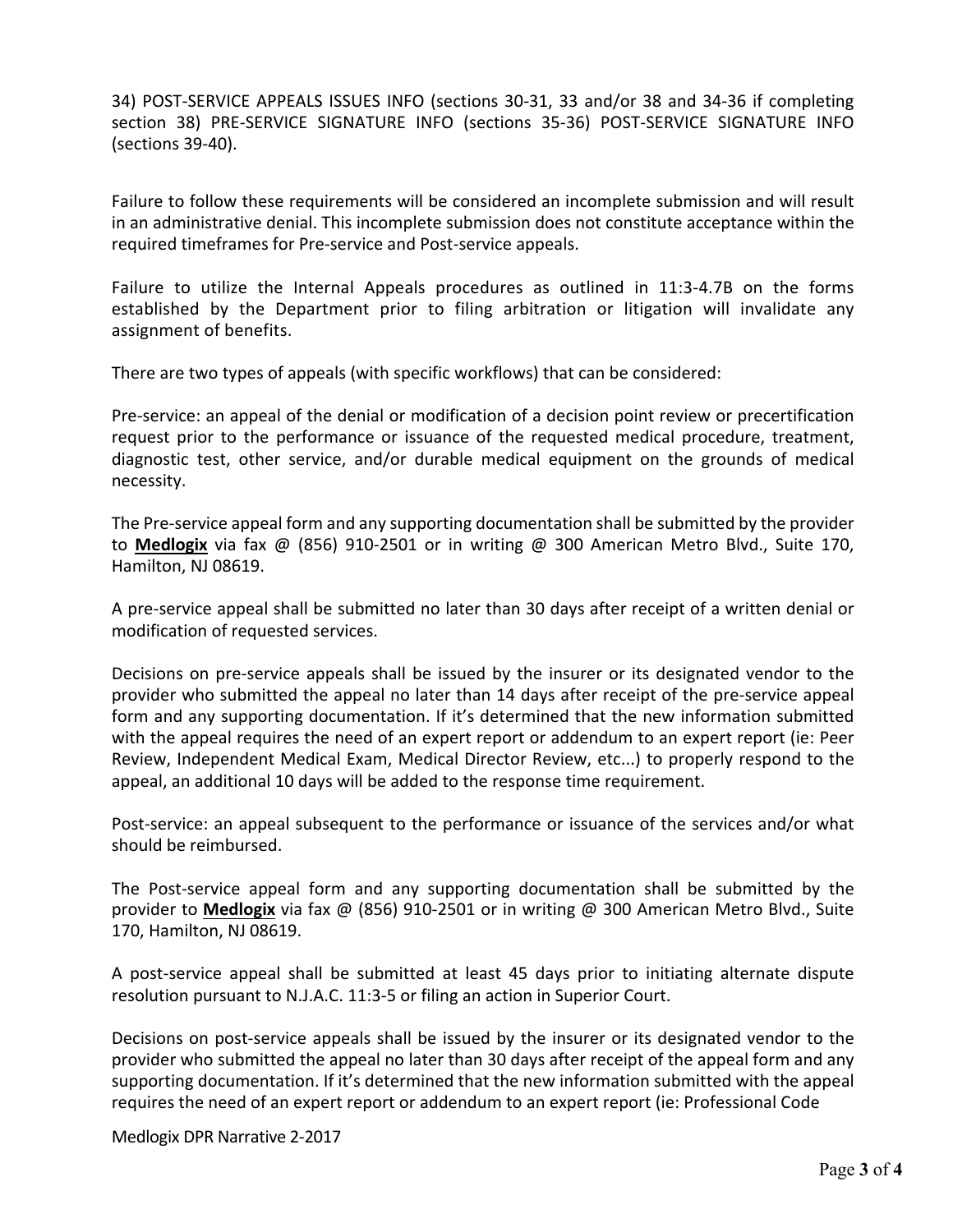34) POST-SERVICE APPEALS ISSUES INFO (sections 30-31, 33 and/or 38 and 34-36 if completing section 38) PRE-SERVICE SIGNATURE INFO (sections 35-36) POST-SERVICE SIGNATURE INFO (sections 39-40).

Failure to follow these requirements will be considered an incomplete submission and will result in an administrative denial. This incomplete submission does not constitute acceptance within the required timeframes for Pre-service and Post-service appeals.

Failure to utilize the Internal Appeals procedures as outlined in 11:3-4.7B on the forms established by the Department prior to filing arbitration or litigation will invalidate any assignment of benefits.

There are two types of appeals (with specific workflows) that can be considered:

Pre-service: an appeal of the denial or modification of a decision point review or precertification request prior to the performance or issuance of the requested medical procedure, treatment, diagnostic test, other service, and/or durable medical equipment on the grounds of medical necessity.

The Pre-service appeal form and any supporting documentation shall be submitted by the provider to **Medlogix** via fax @ (856) 910-2501 or in writing @ 300 American Metro Blvd., Suite 170, Hamilton, NJ 08619.

A pre-service appeal shall be submitted no later than 30 days after receipt of a written denial or modification of requested services.

Decisions on pre-service appeals shall be issued by the insurer or its designated vendor to the provider who submitted the appeal no later than 14 days after receipt of the pre-service appeal form and any supporting documentation. If it's determined that the new information submitted with the appeal requires the need of an expert report or addendum to an expert report (ie: Peer Review, Independent Medical Exam, Medical Director Review, etc...) to properly respond to the appeal, an additional 10 days will be added to the response time requirement.

Post-service: an appeal subsequent to the performance or issuance of the services and/or what should be reimbursed.

The Post-service appeal form and any supporting documentation shall be submitted by the provider to **Medlogix** via fax @ (856) 910-2501 or in writing @ 300 American Metro Blvd., Suite 170, Hamilton, NJ 08619.

A post-service appeal shall be submitted at least 45 days prior to initiating alternate dispute resolution pursuant to N.J.A.C. 11:3-5 or filing an action in Superior Court.

Decisions on post-service appeals shall be issued by the insurer or its designated vendor to the provider who submitted the appeal no later than 30 days after receipt of the appeal form and any supporting documentation. If it's determined that the new information submitted with the appeal requires the need of an expert report or addendum to an expert report (ie: Professional Code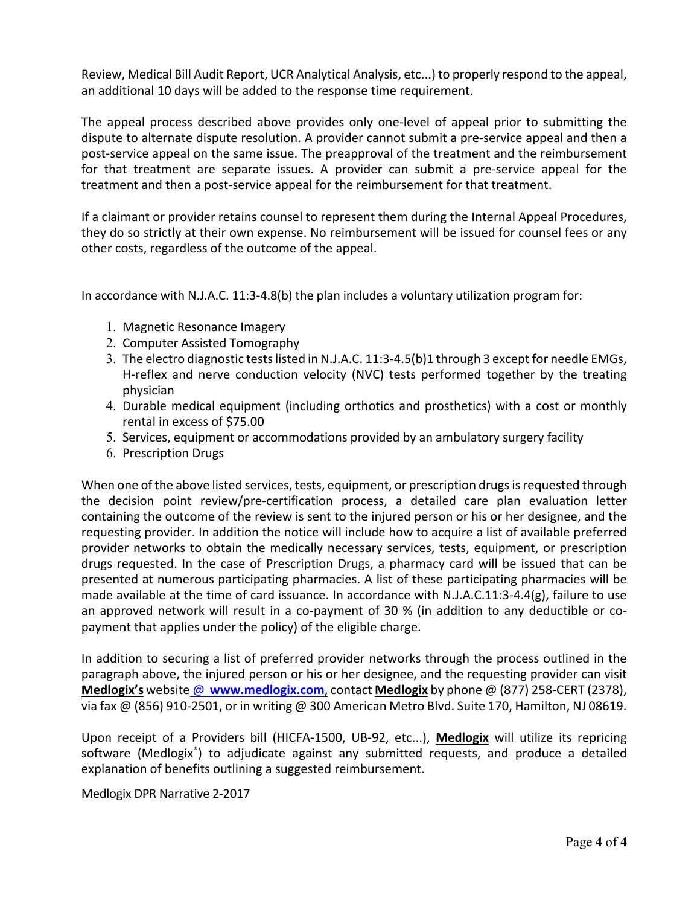Review, Medical Bill Audit Report, UCR Analytical Analysis, etc...) to properly respond to the appeal, an additional 10 days will be added to the response time requirement.

The appeal process described above provides only one-level of appeal prior to submitting the dispute to alternate dispute resolution. A provider cannot submit a pre-service appeal and then a post-service appeal on the same issue. The preapproval of the treatment and the reimbursement for that treatment are separate issues. A provider can submit a pre-service appeal for the treatment and then a post-service appeal for the reimbursement for that treatment.

If a claimant or provider retains counsel to represent them during the Internal Appeal Procedures, they do so strictly at their own expense. No reimbursement will be issued for counsel fees or any other costs, regardless of the outcome of the appeal.

In accordance with N.J.A.C. 11:3-4.8(b) the plan includes a voluntary utilization program for:

1. Magnetic Resonance Imagery
2. Computer Assisted Tomography
3. The electro diagnostic tests listed in N.J.A.C. 11:3-4.5(b)1 through 3 except for needle EMGs, H-reflex and nerve conduction velocity (NVC) tests performed together by the treating physician
4. Durable medical equipment (including orthotics and prosthetics) with a cost or monthly rental in excess of $75.00
5. Services, equipment or accommodations provided by an ambulatory surgery facility
6. Prescription Drugs

When one of the above listed services, tests, equipment, or prescription drugs is requested through the decision point review/pre-certification process, a detailed care plan evaluation letter containing the outcome of the review is sent to the injured person or his or her designee, and the requesting provider. In addition the notice will include how to acquire a list of available preferred provider networks to obtain the medically necessary services, tests, equipment, or prescription drugs requested. In the case of Prescription Drugs, a pharmacy card will be issued that can be presented at numerous participating pharmacies. A list of these participating pharmacies will be made available at the time of card issuance. In accordance with N.J.A.C.11:3-4.4(g), failure to use an approved network will result in a co-payment of 30 % (in addition to any deductible or co-payment that applies under the policy) of the eligible charge.

In addition to securing a list of preferred provider networks through the process outlined in the paragraph above, the injured person or his or her designee, and the requesting provider can visit **Medlogix's** website @ www.medlogix.com, contact **Medlogix** by phone @ (877) 258-CERT (2378), via fax @ (856) 910-2501, or in writing @ 300 American Metro Blvd. Suite 170, Hamilton, NJ 08619.

Upon receipt of a Providers bill (HICFA-1500, UB-92, etc...), **Medlogix** will utilize its repricing software (Medlogix®) to adjudicate against any submitted requests, and produce a detailed explanation of benefits outlining a suggested reimbursement.

Medlogix DPR Narrative 2-2017